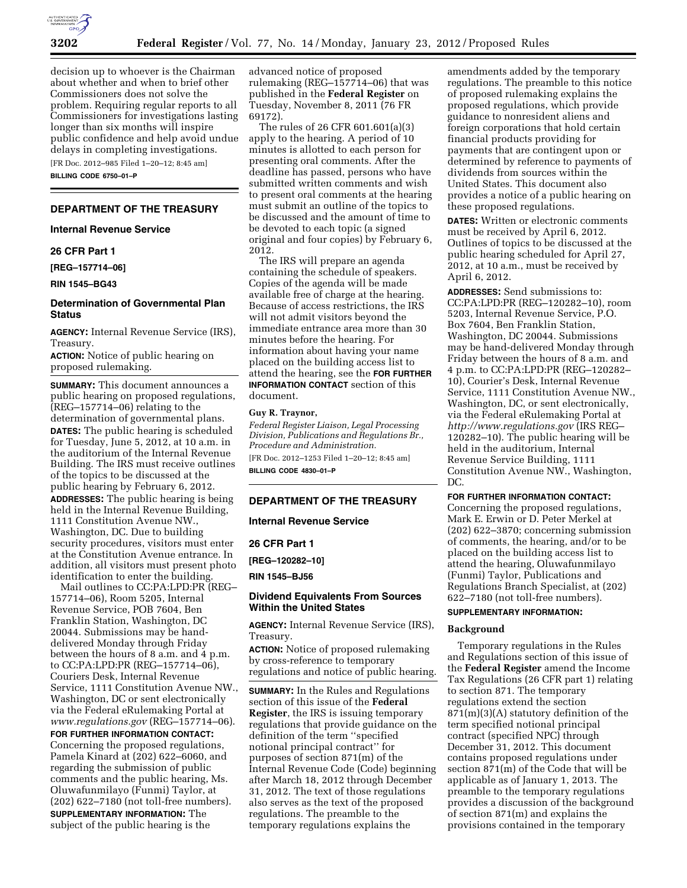decision up to whoever is the Chairman about whether and when to brief other Commissioners does not solve the problem. Requiring regular reports to all Commissioners for investigations lasting longer than six months will inspire public confidence and help avoid undue delays in completing investigations.

[FR Doc. 2012–985 Filed 1–20–12; 8:45 am]

**BILLING CODE 6750–01–P**

---

## DEPARTMENT OF THE TREASURY

### Internal Revenue Service

### 26 CFR Part 1

**[REG–157714–06]**

**RIN 1545–BG43**

### Determination of Governmental Plan Status

**AGENCY:** Internal Revenue Service (IRS), Treasury.

**ACTION:** Notice of public hearing on proposed rulemaking.

**SUMMARY:** This document announces a public hearing on proposed regulations, (REG–157714–06) relating to the determination of governmental plans.

**DATES:** The public hearing is scheduled for Tuesday, June 5, 2012, at 10 a.m. in the auditorium of the Internal Revenue Building. The IRS must receive outlines of the topics to be discussed at the public hearing by February 6, 2012.

**ADDRESSES:** The public hearing is being held in the Internal Revenue Building, 1111 Constitution Avenue NW., Washington, DC. Due to building security procedures, visitors must enter at the Constitution Avenue entrance. In addition, all visitors must present photo identification to enter the building.

Mail outlines to CC:PA:LPD:PR (REG–157714–06), Room 5205, Internal Revenue Service, POB 7604, Ben Franklin Station, Washington, DC 20044. Submissions may be hand-delivered Monday through Friday between the hours of 8 a.m. and 4 p.m. to CC:PA:LPD:PR (REG–157714–06), Couriers Desk, Internal Revenue Service, 1111 Constitution Avenue NW., Washington, DC or sent electronically via the Federal eRulemaking Portal at *www.regulations.gov* (REG–157714–06).

**FOR FURTHER INFORMATION CONTACT:** Concerning the proposed regulations, Pamela Kinard at (202) 622–6060, and regarding the submission of public comments and the public hearing, Ms. Oluwafunmilayo (Funmi) Taylor, at (202) 622–7180 (not toll-free numbers).

**SUPPLEMENTARY INFORMATION:** The subject of the public hearing is the advanced notice of proposed rulemaking (REG–157714–06) that was published in the **Federal Register** on Tuesday, November 8, 2011 (76 FR 69172).

The rules of 26 CFR 601.601(a)(3) apply to the hearing. A period of 10 minutes is allotted to each person for presenting oral comments. After the deadline has passed, persons who have submitted written comments and wish to present oral comments at the hearing must submit an outline of the topics to be discussed and the amount of time to be devoted to each topic (a signed original and four copies) by February 6, 2012.

The IRS will prepare an agenda containing the schedule of speakers. Copies of the agenda will be made available free of charge at the hearing. Because of access restrictions, the IRS will not admit visitors beyond the immediate entrance area more than 30 minutes before the hearing. For information about having your name placed on the building access list to attend the hearing, see the **FOR FURTHER INFORMATION CONTACT** section of this document.

**Guy R. Traynor,**

*Federal Register Liaison, Legal Processing Division, Publications and Regulations Br., Procedure and Administration.*

[FR Doc. 2012–1253 Filed 1–20–12; 8:45 am]

**BILLING CODE 4830–01–P**

---

## DEPARTMENT OF THE TREASURY

### Internal Revenue Service

### 26 CFR Part 1

**[REG–120282–10]**

**RIN 1545–BJ56**

### Dividend Equivalents From Sources Within the United States

**AGENCY:** Internal Revenue Service (IRS), Treasury.

**ACTION:** Notice of proposed rulemaking by cross-reference to temporary regulations and notice of public hearing.

**SUMMARY:** In the Rules and Regulations section of this issue of the **Federal Register**, the IRS is issuing temporary regulations that provide guidance on the definition of the term ''specified notional principal contract'' for purposes of section 871(m) of the Internal Revenue Code (Code) beginning after March 18, 2012 through December 31, 2012. The text of those regulations also serves as the text of the proposed regulations. The preamble to the temporary regulations explains the amendments added by the temporary regulations. The preamble to this notice of proposed rulemaking explains the proposed regulations, which provide guidance to nonresident aliens and foreign corporations that hold certain financial products providing for payments that are contingent upon or determined by reference to payments of dividends from sources within the United States. This document also provides a notice of a public hearing on these proposed regulations.

**DATES:** Written or electronic comments must be received by April 6, 2012. Outlines of topics to be discussed at the public hearing scheduled for April 27, 2012, at 10 a.m., must be received by April 6, 2012.

**ADDRESSES:** Send submissions to: CC:PA:LPD:PR (REG–120282–10), room 5203, Internal Revenue Service, P.O. Box 7604, Ben Franklin Station, Washington, DC 20044. Submissions may be hand-delivered Monday through Friday between the hours of 8 a.m. and 4 p.m. to CC:PA:LPD:PR (REG–120282–10), Courier's Desk, Internal Revenue Service, 1111 Constitution Avenue NW., Washington, DC, or sent electronically, via the Federal eRulemaking Portal at *http://www.regulations.gov* (IRS REG–120282–10). The public hearing will be held in the auditorium, Internal Revenue Service Building, 1111 Constitution Avenue NW., Washington, DC.

**FOR FURTHER INFORMATION CONTACT:** Concerning the proposed regulations, Mark E. Erwin or D. Peter Merkel at (202) 622–3870; concerning submission of comments, the hearing, and/or to be placed on the building access list to attend the hearing, Oluwafunmilayo (Funmi) Taylor, Publications and Regulations Branch Specialist, at (202) 622–7180 (not toll-free numbers).

**SUPPLEMENTARY INFORMATION:**

#### Background

Temporary regulations in the Rules and Regulations section of this issue of the **Federal Register** amend the Income Tax Regulations (26 CFR part 1) relating to section 871. The temporary regulations extend the section 871(m)(3)(A) statutory definition of the term specified notional principal contract (specified NPC) through December 31, 2012. This document contains proposed regulations under section 871(m) of the Code that will be applicable as of January 1, 2013. The preamble to the temporary regulations provides a discussion of the background of section 871(m) and explains the provisions contained in the temporary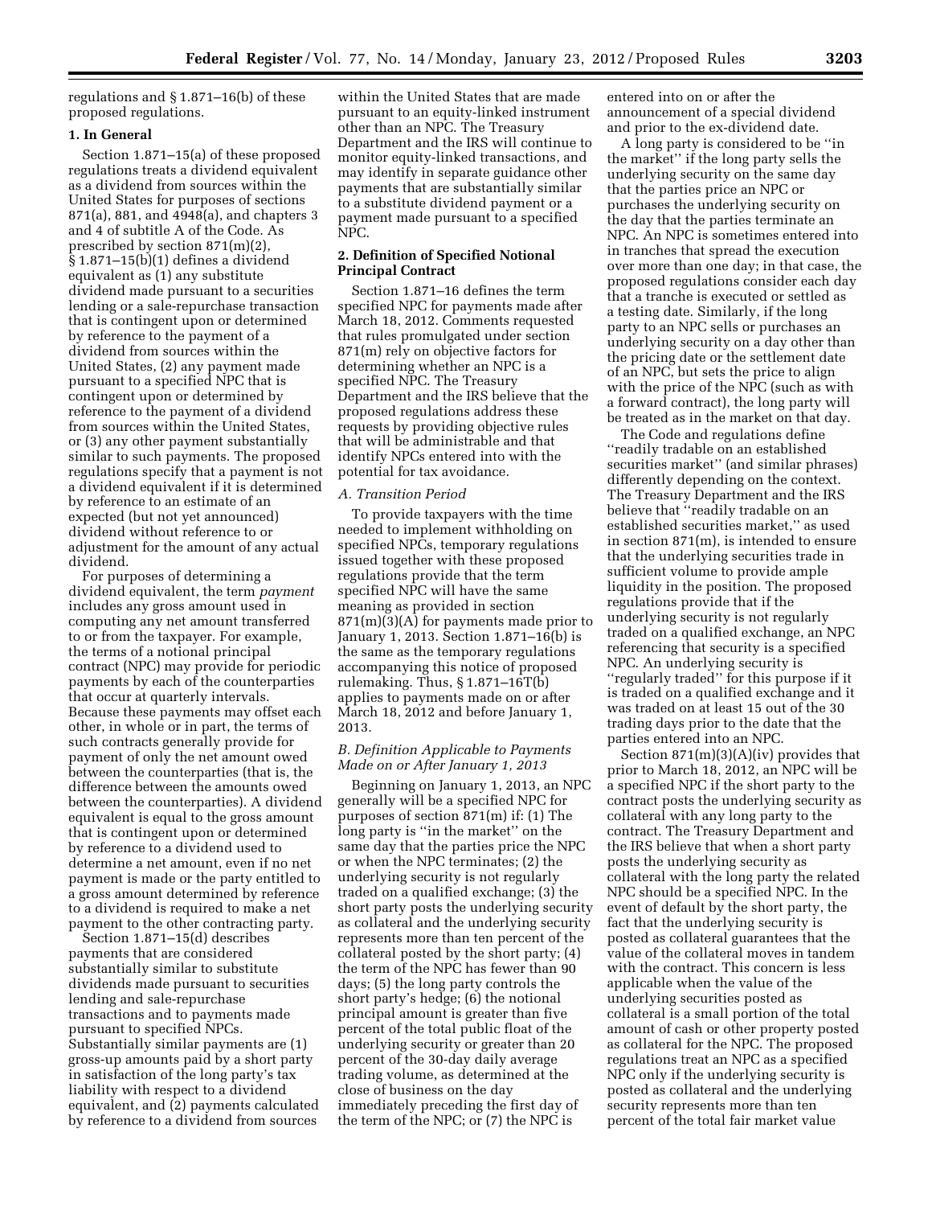regulations and § 1.871–16(b) of these proposed regulations.

### 1. In General

Section 1.871–15(a) of these proposed regulations treats a dividend equivalent as a dividend from sources within the United States for purposes of sections 871(a), 881, and 4948(a), and chapters 3 and 4 of subtitle A of the Code. As prescribed by section 871(m)(2), § 1.871–15(b)(1) defines a dividend equivalent as (1) any substitute dividend made pursuant to a securities lending or a sale-repurchase transaction that is contingent upon or determined by reference to the payment of a dividend from sources within the United States, (2) any payment made pursuant to a specified NPC that is contingent upon or determined by reference to the payment of a dividend from sources within the United States, or (3) any other payment substantially similar to such payments. The proposed regulations specify that a payment is not a dividend equivalent if it is determined by reference to an estimate of an expected (but not yet announced) dividend without reference to or adjustment for the amount of any actual dividend.

For purposes of determining a dividend equivalent, the term *payment* includes any gross amount used in computing any net amount transferred to or from the taxpayer. For example, the terms of a notional principal contract (NPC) may provide for periodic payments by each of the counterparties that occur at quarterly intervals. Because these payments may offset each other, in whole or in part, the terms of such contracts generally provide for payment of only the net amount owed between the counterparties (that is, the difference between the amounts owed between the counterparties). A dividend equivalent is equal to the gross amount that is contingent upon or determined by reference to a dividend used to determine a net amount, even if no net payment is made or the party entitled to a gross amount determined by reference to a dividend is required to make a net payment to the other contracting party.

Section 1.871–15(d) describes payments that are considered substantially similar to substitute dividends made pursuant to securities lending and sale-repurchase transactions and to payments made pursuant to specified NPCs. Substantially similar payments are (1) gross-up amounts paid by a short party in satisfaction of the long party's tax liability with respect to a dividend equivalent, and (2) payments calculated by reference to a dividend from sources within the United States that are made pursuant to an equity-linked instrument other than an NPC. The Treasury Department and the IRS will continue to monitor equity-linked transactions, and may identify in separate guidance other payments that are substantially similar to a substitute dividend payment or a payment made pursuant to a specified NPC.

### 2. Definition of Specified Notional Principal Contract

Section 1.871–16 defines the term specified NPC for payments made after March 18, 2012. Comments requested that rules promulgated under section 871(m) rely on objective factors for determining whether an NPC is a specified NPC. The Treasury Department and the IRS believe that the proposed regulations address these requests by providing objective rules that will be administrable and that identify NPCs entered into with the potential for tax avoidance.

#### *A. Transition Period*

To provide taxpayers with the time needed to implement withholding on specified NPCs, temporary regulations issued together with these proposed regulations provide that the term specified NPC will have the same meaning as provided in section 871(m)(3)(A) for payments made prior to January 1, 2013. Section 1.871–16(b) is the same as the temporary regulations accompanying this notice of proposed rulemaking. Thus, § 1.871–16T(b) applies to payments made on or after March 18, 2012 and before January 1, 2013.

#### *B. Definition Applicable to Payments Made on or After January 1, 2013*

Beginning on January 1, 2013, an NPC generally will be a specified NPC for purposes of section 871(m) if: (1) The long party is "in the market" on the same day that the parties price the NPC or when the NPC terminates; (2) the underlying security is not regularly traded on a qualified exchange; (3) the short party posts the underlying security as collateral and the underlying security represents more than ten percent of the collateral posted by the short party; (4) the term of the NPC has fewer than 90 days; (5) the long party controls the short party's hedge; (6) the notional principal amount is greater than five percent of the total public float of the underlying security or greater than 20 percent of the 30-day daily average trading volume, as determined at the close of business on the day immediately preceding the first day of the term of the NPC; or (7) the NPC is entered into on or after the announcement of a special dividend and prior to the ex-dividend date.

A long party is considered to be "in the market" if the long party sells the underlying security on the same day that the parties price an NPC or purchases the underlying security on the day that the parties terminate an NPC. An NPC is sometimes entered into in tranches that spread the execution over more than one day; in that case, the proposed regulations consider each day that a tranche is executed or settled as a testing date. Similarly, if the long party to an NPC sells or purchases an underlying security on a day other than the pricing date or the settlement date of an NPC, but sets the price to align with the price of the NPC (such as with a forward contract), the long party will be treated as in the market on that day.

The Code and regulations define "readily tradable on an established securities market" (and similar phrases) differently depending on the context. The Treasury Department and the IRS believe that "readily tradable on an established securities market," as used in section 871(m), is intended to ensure that the underlying securities trade in sufficient volume to provide ample liquidity in the position. The proposed regulations provide that if the underlying security is not regularly traded on a qualified exchange, an NPC referencing that security is a specified NPC. An underlying security is "regularly traded" for this purpose if it is traded on a qualified exchange and it was traded on at least 15 out of the 30 trading days prior to the date that the parties entered into an NPC.

Section 871(m)(3)(A)(iv) provides that prior to March 18, 2012, an NPC will be a specified NPC if the short party to the contract posts the underlying security as collateral with any long party to the contract. The Treasury Department and the IRS believe that when a short party posts the underlying security as collateral with the long party the related NPC should be a specified NPC. In the event of default by the short party, the fact that the underlying security is posted as collateral guarantees that the value of the collateral moves in tandem with the contract. This concern is less applicable when the value of the underlying securities posted as collateral is a small portion of the total amount of cash or other property posted as collateral for the NPC. The proposed regulations treat an NPC as a specified NPC only if the underlying security is posted as collateral and the underlying security represents more than ten percent of the total fair market value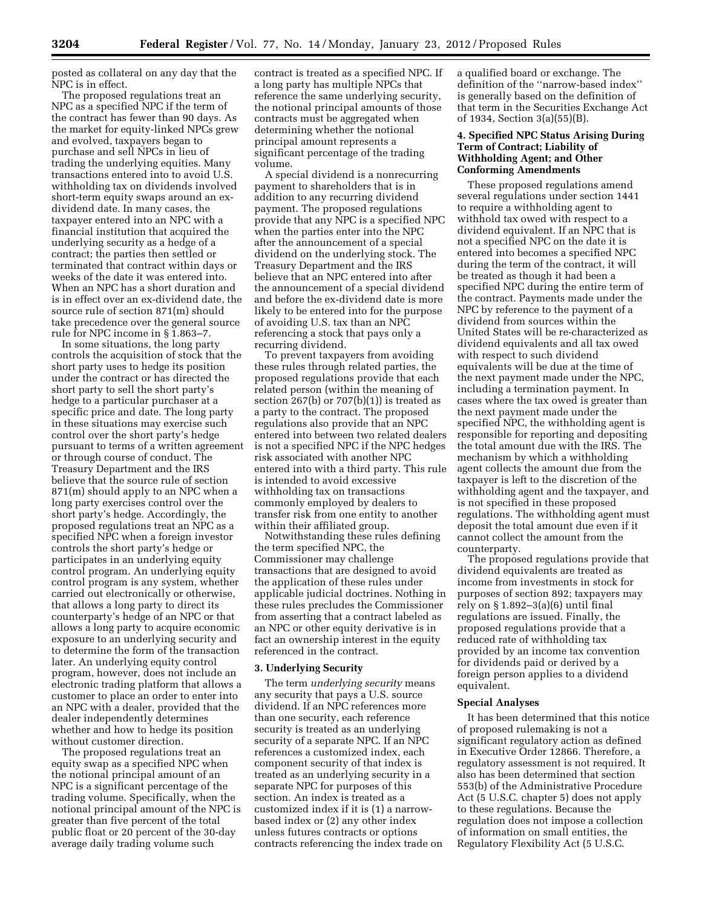posted as collateral on any day that the NPC is in effect.

The proposed regulations treat an NPC as a specified NPC if the term of the contract has fewer than 90 days. As the market for equity-linked NPCs grew and evolved, taxpayers began to purchase and sell NPCs in lieu of trading the underlying equities. Many transactions entered into to avoid U.S. withholding tax on dividends involved short-term equity swaps around an ex-dividend date. In many cases, the taxpayer entered into an NPC with a financial institution that acquired the underlying security as a hedge of a contract; the parties then settled or terminated that contract within days or weeks of the date it was entered into. When an NPC has a short duration and is in effect over an ex-dividend date, the source rule of section 871(m) should take precedence over the general source rule for NPC income in § 1.863–7.

In some situations, the long party controls the acquisition of stock that the short party uses to hedge its position under the contract or has directed the short party to sell the short party's hedge to a particular purchaser at a specific price and date. The long party in these situations may exercise such control over the short party's hedge pursuant to terms of a written agreement or through course of conduct. The Treasury Department and the IRS believe that the source rule of section 871(m) should apply to an NPC when a long party exercises control over the short party's hedge. Accordingly, the proposed regulations treat an NPC as a specified NPC when a foreign investor controls the short party's hedge or participates in an underlying equity control program. An underlying equity control program is any system, whether carried out electronically or otherwise, that allows a long party to direct its counterparty's hedge of an NPC or that allows a long party to acquire economic exposure to an underlying security and to determine the form of the transaction later. An underlying equity control program, however, does not include an electronic trading platform that allows a customer to place an order to enter into an NPC with a dealer, provided that the dealer independently determines whether and how to hedge its position without customer direction.

The proposed regulations treat an equity swap as a specified NPC when the notional principal amount of an NPC is a significant percentage of the trading volume. Specifically, when the notional principal amount of the NPC is greater than five percent of the total public float or 20 percent of the 30-day average daily trading volume such contract is treated as a specified NPC. If a long party has multiple NPCs that reference the same underlying security, the notional principal amounts of those contracts must be aggregated when determining whether the notional principal amount represents a significant percentage of the trading volume.

A special dividend is a nonrecurring payment to shareholders that is in addition to any recurring dividend payment. The proposed regulations provide that any NPC is a specified NPC when the parties enter into the NPC after the announcement of a special dividend on the underlying stock. The Treasury Department and the IRS believe that an NPC entered into after the announcement of a special dividend and before the ex-dividend date is more likely to be entered into for the purpose of avoiding U.S. tax than an NPC referencing a stock that pays only a recurring dividend.

To prevent taxpayers from avoiding these rules through related parties, the proposed regulations provide that each related person (within the meaning of section 267(b) or 707(b)(1)) is treated as a party to the contract. The proposed regulations also provide that an NPC entered into between two related dealers is not a specified NPC if the NPC hedges risk associated with another NPC entered into with a third party. This rule is intended to avoid excessive withholding tax on transactions commonly employed by dealers to transfer risk from one entity to another within their affiliated group.

Notwithstanding these rules defining the term specified NPC, the Commissioner may challenge transactions that are designed to avoid the application of these rules under applicable judicial doctrines. Nothing in these rules precludes the Commissioner from asserting that a contract labeled as an NPC or other equity derivative is in fact an ownership interest in the equity referenced in the contract.

### 3. Underlying Security

The term *underlying security* means any security that pays a U.S. source dividend. If an NPC references more than one security, each reference security is treated as an underlying security of a separate NPC. If an NPC references a customized index, each component security of that index is treated as an underlying security in a separate NPC for purposes of this section. An index is treated as a customized index if it is (1) a narrow-based index or (2) any other index unless futures contracts or options contracts referencing the index trade on a qualified board or exchange. The definition of the ''narrow-based index'' is generally based on the definition of that term in the Securities Exchange Act of 1934, Section 3(a)(55)(B).

### 4. Specified NPC Status Arising During Term of Contract; Liability of Withholding Agent; and Other Conforming Amendments

These proposed regulations amend several regulations under section 1441 to require a withholding agent to withhold tax owed with respect to a dividend equivalent. If an NPC that is not a specified NPC on the date it is entered into becomes a specified NPC during the term of the contract, it will be treated as though it had been a specified NPC during the entire term of the contract. Payments made under the NPC by reference to the payment of a dividend from sources within the United States will be re-characterized as dividend equivalents and all tax owed with respect to such dividend equivalents will be due at the time of the next payment made under the NPC, including a termination payment. In cases where the tax owed is greater than the next payment made under the specified NPC, the withholding agent is responsible for reporting and depositing the total amount due with the IRS. The mechanism by which a withholding agent collects the amount due from the taxpayer is left to the discretion of the withholding agent and the taxpayer, and is not specified in these proposed regulations. The withholding agent must deposit the total amount due even if it cannot collect the amount from the counterparty.

The proposed regulations provide that dividend equivalents are treated as income from investments in stock for purposes of section 892; taxpayers may rely on § 1.892–3(a)(6) until final regulations are issued. Finally, the proposed regulations provide that a reduced rate of withholding tax provided by an income tax convention for dividends paid or derived by a foreign person applies to a dividend equivalent.

### Special Analyses

It has been determined that this notice of proposed rulemaking is not a significant regulatory action as defined in Executive Order 12866. Therefore, a regulatory assessment is not required. It also has been determined that section 553(b) of the Administrative Procedure Act (5 U.S.C. chapter 5) does not apply to these regulations. Because the regulation does not impose a collection of information on small entities, the Regulatory Flexibility Act (5 U.S.C.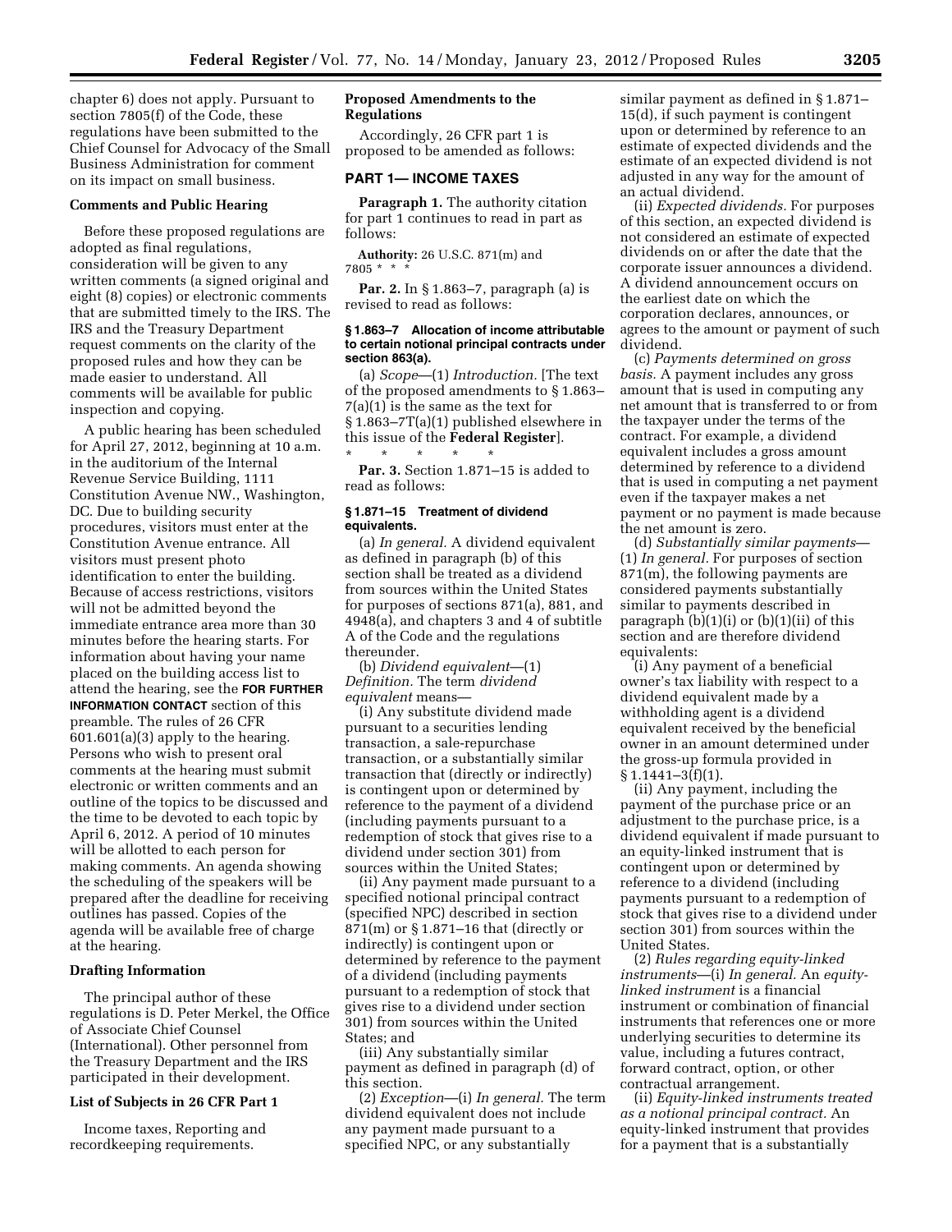chapter 6) does not apply. Pursuant to section 7805(f) of the Code, these regulations have been submitted to the Chief Counsel for Advocacy of the Small Business Administration for comment on its impact on small business.

**Comments and Public Hearing**

Before these proposed regulations are adopted as final regulations, consideration will be given to any written comments (a signed original and eight (8) copies) or electronic comments that are submitted timely to the IRS. The IRS and the Treasury Department request comments on the clarity of the proposed rules and how they can be made easier to understand. All comments will be available for public inspection and copying.

A public hearing has been scheduled for April 27, 2012, beginning at 10 a.m. in the auditorium of the Internal Revenue Service Building, 1111 Constitution Avenue NW., Washington, DC. Due to building security procedures, visitors must enter at the Constitution Avenue entrance. All visitors must present photo identification to enter the building. Because of access restrictions, visitors will not be admitted beyond the immediate entrance area more than 30 minutes before the hearing starts. For information about having your name placed on the building access list to attend the hearing, see the **FOR FURTHER INFORMATION CONTACT** section of this preamble. The rules of 26 CFR 601.601(a)(3) apply to the hearing. Persons who wish to present oral comments at the hearing must submit electronic or written comments and an outline of the topics to be discussed and the time to be devoted to each topic by April 6, 2012. A period of 10 minutes will be allotted to each person for making comments. An agenda showing the scheduling of the speakers will be prepared after the deadline for receiving outlines has passed. Copies of the agenda will be available free of charge at the hearing.

**Drafting Information**

The principal author of these regulations is D. Peter Merkel, the Office of Associate Chief Counsel (International). Other personnel from the Treasury Department and the IRS participated in their development.

**List of Subjects in 26 CFR Part 1**

Income taxes, Reporting and recordkeeping requirements.

**Proposed Amendments to the Regulations**

Accordingly, 26 CFR part 1 is proposed to be amended as follows:

**PART 1— INCOME TAXES**

**Paragraph 1.** The authority citation for part 1 continues to read in part as follows:

**Authority:** 26 U.S.C. 871(m) and 7805 * * *

**Par. 2.** In § 1.863–7, paragraph (a) is revised to read as follows:

**§ 1.863–7 Allocation of income attributable to certain notional principal contracts under section 863(a).**

(a) *Scope*—(1) *Introduction.* [The text of the proposed amendments to § 1.863–7(a)(1) is the same as the text for § 1.863–7T(a)(1) published elsewhere in this issue of the **Federal Register**].

\* \* \* \* \*

**Par. 3.** Section 1.871–15 is added to read as follows:

**§ 1.871–15 Treatment of dividend equivalents.**

(a) *In general.* A dividend equivalent as defined in paragraph (b) of this section shall be treated as a dividend from sources within the United States for purposes of sections 871(a), 881, and 4948(a), and chapters 3 and 4 of subtitle A of the Code and the regulations thereunder.

(b) *Dividend equivalent*—(1) *Definition.* The term *dividend equivalent* means—

(i) Any substitute dividend made pursuant to a securities lending transaction, a sale-repurchase transaction, or a substantially similar transaction that (directly or indirectly) is contingent upon or determined by reference to the payment of a dividend (including payments pursuant to a redemption of stock that gives rise to a dividend under section 301) from sources within the United States;

(ii) Any payment made pursuant to a specified notional principal contract (specified NPC) described in section 871(m) or § 1.871–16 that (directly or indirectly) is contingent upon or determined by reference to the payment of a dividend (including payments pursuant to a redemption of stock that gives rise to a dividend under section 301) from sources within the United States; and

(iii) Any substantially similar payment as defined in paragraph (d) of this section.

(2) *Exception*—(i) *In general.* The term dividend equivalent does not include any payment made pursuant to a specified NPC, or any substantially similar payment as defined in § 1.871–15(d), if such payment is contingent upon or determined by reference to an estimate of expected dividends and the estimate of an expected dividend is not adjusted in any way for the amount of an actual dividend.

(ii) *Expected dividends.* For purposes of this section, an expected dividend is not considered an estimate of expected dividends on or after the date that the corporate issuer announces a dividend. A dividend announcement occurs on the earliest date on which the corporation declares, announces, or agrees to the amount or payment of such dividend.

(c) *Payments determined on gross basis.* A payment includes any gross amount that is used in computing any net amount that is transferred to or from the taxpayer under the terms of the contract. For example, a dividend equivalent includes a gross amount determined by reference to a dividend that is used in computing a net payment even if the taxpayer makes a net payment or no payment is made because the net amount is zero.

(d) *Substantially similar payments*—(1) *In general.* For purposes of section 871(m), the following payments are considered payments substantially similar to payments described in paragraph (b)(1)(i) or (b)(1)(ii) of this section and are therefore dividend equivalents:

(i) Any payment of a beneficial owner's tax liability with respect to a dividend equivalent made by a withholding agent is a dividend equivalent received by the beneficial owner in an amount determined under the gross-up formula provided in § 1.1441–3(f)(1).

(ii) Any payment, including the payment of the purchase price or an adjustment to the purchase price, is a dividend equivalent if made pursuant to an equity-linked instrument that is contingent upon or determined by reference to a dividend (including payments pursuant to a redemption of stock that gives rise to a dividend under section 301) from sources within the United States.

(2) *Rules regarding equity-linked instruments*—(i) *In general.* An *equity-linked instrument* is a financial instrument or combination of financial instruments that references one or more underlying securities to determine its value, including a futures contract, forward contract, option, or other contractual arrangement.

(ii) *Equity-linked instruments treated as a notional principal contract.* An equity-linked instrument that provides for a payment that is a substantially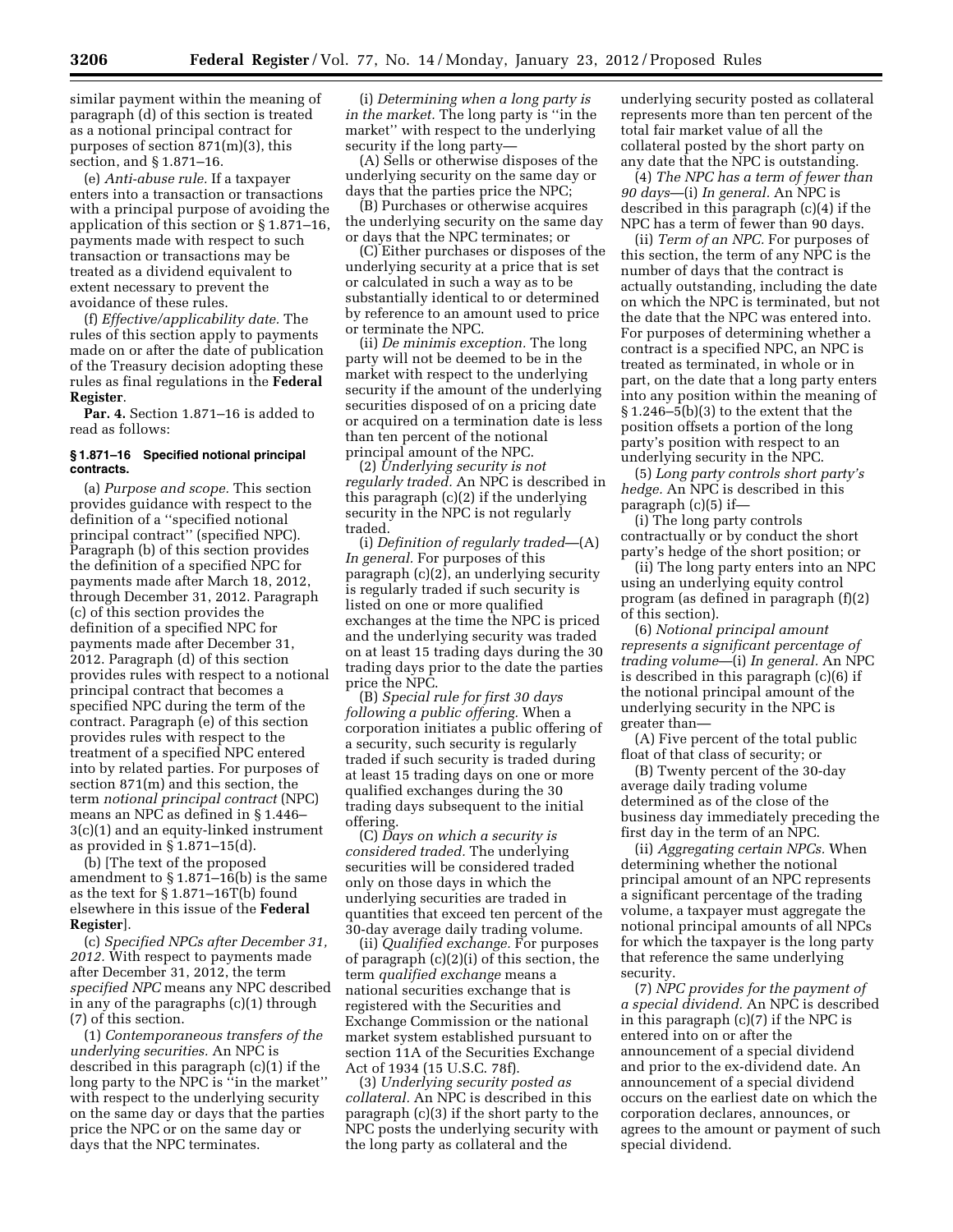similar payment within the meaning of paragraph (d) of this section is treated as a notional principal contract for purposes of section 871(m)(3), this section, and § 1.871–16.

(e) *Anti-abuse rule.* If a taxpayer enters into a transaction or transactions with a principal purpose of avoiding the application of this section or § 1.871–16, payments made with respect to such transaction or transactions may be treated as a dividend equivalent to extent necessary to prevent the avoidance of these rules.

(f) *Effective/applicability date.* The rules of this section apply to payments made on or after the date of publication of the Treasury decision adopting these rules as final regulations in the **Federal Register**.

**Par. 4.** Section 1.871–16 is added to read as follows:

**§ 1.871–16 Specified notional principal contracts.**

(a) *Purpose and scope.* This section provides guidance with respect to the definition of a "specified notional principal contract" (specified NPC). Paragraph (b) of this section provides the definition of a specified NPC for payments made after March 18, 2012, through December 31, 2012. Paragraph (c) of this section provides the definition of a specified NPC for payments made after December 31, 2012. Paragraph (d) of this section provides rules with respect to a notional principal contract that becomes a specified NPC during the term of the contract. Paragraph (e) of this section provides rules with respect to the treatment of a specified NPC entered into by related parties. For purposes of section 871(m) and this section, the term *notional principal contract* (NPC) means an NPC as defined in § 1.446–3(c)(1) and an equity-linked instrument as provided in § 1.871–15(d).

(b) [The text of the proposed amendment to § 1.871–16(b) is the same as the text for § 1.871–16T(b) found elsewhere in this issue of the **Federal Register**].

(c) *Specified NPCs after December 31, 2012.* With respect to payments made after December 31, 2012, the term *specified NPC* means any NPC described in any of the paragraphs (c)(1) through (7) of this section.

(1) *Contemporaneous transfers of the underlying securities.* An NPC is described in this paragraph (c)(1) if the long party to the NPC is "in the market" with respect to the underlying security on the same day or days that the parties price the NPC or on the same day or days that the NPC terminates.

(i) *Determining when a long party is in the market.* The long party is "in the market" with respect to the underlying security if the long party—

(A) Sells or otherwise disposes of the underlying security on the same day or days that the parties price the NPC;

(B) Purchases or otherwise acquires the underlying security on the same day or days that the NPC terminates; or

(C) Either purchases or disposes of the underlying security at a price that is set or calculated in such a way as to be substantially identical to or determined by reference to an amount used to price or terminate the NPC.

(ii) *De minimis exception.* The long party will not be deemed to be in the market with respect to the underlying security if the amount of the underlying securities disposed of on a pricing date or acquired on a termination date is less than ten percent of the notional principal amount of the NPC.

(2) *Underlying security is not regularly traded.* An NPC is described in this paragraph (c)(2) if the underlying security in the NPC is not regularly traded.

(i) *Definition of regularly traded*—(A) *In general.* For purposes of this paragraph (c)(2), an underlying security is regularly traded if such security is listed on one or more qualified exchanges at the time the NPC is priced and the underlying security was traded on at least 15 trading days during the 30 trading days prior to the date the parties price the NPC.

(B) *Special rule for first 30 days following a public offering.* When a corporation initiates a public offering of a security, such security is regularly traded if such security is traded during at least 15 trading days on one or more qualified exchanges during the 30 trading days subsequent to the initial offering.

(C) *Days on which a security is considered traded.* The underlying securities will be considered traded only on those days in which the underlying securities are traded in quantities that exceed ten percent of the 30-day average daily trading volume.

(ii) *Qualified exchange.* For purposes of paragraph (c)(2)(i) of this section, the term *qualified exchange* means a national securities exchange that is registered with the Securities and Exchange Commission or the national market system established pursuant to section 11A of the Securities Exchange Act of 1934 (15 U.S.C. 78f).

(3) *Underlying security posted as collateral.* An NPC is described in this paragraph (c)(3) if the short party to the NPC posts the underlying security with the long party as collateral and the underlying security posted as collateral represents more than ten percent of the total fair market value of all the collateral posted by the short party on any date that the NPC is outstanding.

(4) *The NPC has a term of fewer than 90 days*—(i) *In general.* An NPC is described in this paragraph (c)(4) if the NPC has a term of fewer than 90 days.

(ii) *Term of an NPC.* For purposes of this section, the term of any NPC is the number of days that the contract is actually outstanding, including the date on which the NPC is terminated, but not the date that the NPC was entered into. For purposes of determining whether a contract is a specified NPC, an NPC is treated as terminated, in whole or in part, on the date that a long party enters into any position within the meaning of § 1.246–5(b)(3) to the extent that the position offsets a portion of the long party's position with respect to an underlying security in the NPC.

(5) *Long party controls short party's hedge.* An NPC is described in this paragraph (c)(5) if—

(i) The long party controls contractually or by conduct the short party's hedge of the short position; or

(ii) The long party enters into an NPC using an underlying equity control program (as defined in paragraph (f)(2) of this section).

(6) *Notional principal amount represents a significant percentage of trading volume*—(i) *In general.* An NPC is described in this paragraph (c)(6) if the notional principal amount of the underlying security in the NPC is greater than—

(A) Five percent of the total public float of that class of security; or

(B) Twenty percent of the 30-day average daily trading volume determined as of the close of the business day immediately preceding the first day in the term of an NPC.

(ii) *Aggregating certain NPCs.* When determining whether the notional principal amount of an NPC represents a significant percentage of the trading volume, a taxpayer must aggregate the notional principal amounts of all NPCs for which the taxpayer is the long party that reference the same underlying security.

(7) *NPC provides for the payment of a special dividend.* An NPC is described in this paragraph (c)(7) if the NPC is entered into on or after the announcement of a special dividend and prior to the ex-dividend date. An announcement of a special dividend occurs on the earliest date on which the corporation declares, announces, or agrees to the amount or payment of such special dividend.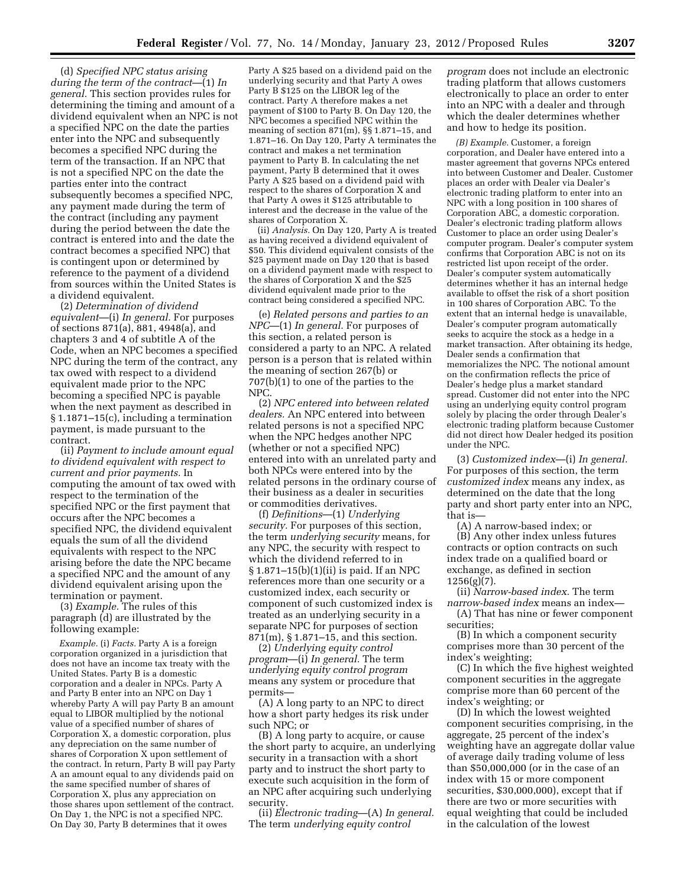(d) *Specified NPC status arising during the term of the contract*—(1) *In general.* This section provides rules for determining the timing and amount of a dividend equivalent when an NPC is not a specified NPC on the date the parties enter into the NPC and subsequently becomes a specified NPC during the term of the transaction. If an NPC that is not a specified NPC on the date the parties enter into the contract subsequently becomes a specified NPC, any payment made during the term of the contract (including any payment during the period between the date the contract is entered into and the date the contract becomes a specified NPC) that is contingent upon or determined by reference to the payment of a dividend from sources within the United States is a dividend equivalent.

(2) *Determination of dividend equivalent*—(i) *In general.* For purposes of sections 871(a), 881, 4948(a), and chapters 3 and 4 of subtitle A of the Code, when an NPC becomes a specified NPC during the term of the contract, any tax owed with respect to a dividend equivalent made prior to the NPC becoming a specified NPC is payable when the next payment as described in § 1.1871–15(c), including a termination payment, is made pursuant to the contract.

(ii) *Payment to include amount equal to dividend equivalent with respect to current and prior payments.* In computing the amount of tax owed with respect to the termination of the specified NPC or the first payment that occurs after the NPC becomes a specified NPC, the dividend equivalent equals the sum of all the dividend equivalents with respect to the NPC arising before the date the NPC became a specified NPC and the amount of any dividend equivalent arising upon the termination or payment.

(3) *Example.* The rules of this paragraph (d) are illustrated by the following example:

*Example.* (i) *Facts.* Party A is a foreign corporation organized in a jurisdiction that does not have an income tax treaty with the United States. Party B is a domestic corporation and a dealer in NPCs. Party A and Party B enter into an NPC on Day 1 whereby Party A will pay Party B an amount equal to LIBOR multiplied by the notional value of a specified number of shares of Corporation X, a domestic corporation, plus any depreciation on the same number of shares of Corporation X upon settlement of the contract. In return, Party B will pay Party A an amount equal to any dividends paid on the same specified number of shares of Corporation X, plus any appreciation on those shares upon settlement of the contract. On Day 1, the NPC is not a specified NPC. On Day 30, Party B determines that it owes Party A $25 based on a dividend paid on the underlying security and that Party A owes Party B $125 on the LIBOR leg of the contract. Party A therefore makes a net payment of $100 to Party B. On Day 120, the NPC becomes a specified NPC within the meaning of section 871(m), §§ 1.871–15, and 1.871–16. On Day 120, Party A terminates the contract and makes a net termination payment to Party B. In calculating the net payment, Party B determined that it owes Party A $25 based on a dividend paid with respect to the shares of Corporation X and that Party A owes it $125 attributable to interest and the decrease in the value of the shares of Corporation X.

(ii) *Analysis.* On Day 120, Party A is treated as having received a dividend equivalent of $50. This dividend equivalent consists of the $25 payment made on Day 120 that is based on a dividend payment made with respect to the shares of Corporation X and the $25 dividend equivalent made prior to the contract being considered a specified NPC.

(e) *Related persons and parties to an NPC*—(1) *In general.* For purposes of this section, a related person is considered a party to an NPC. A related person is a person that is related within the meaning of section 267(b) or 707(b)(1) to one of the parties to the NPC.

(2) *NPC entered into between related dealers.* An NPC entered into between related persons is not a specified NPC when the NPC hedges another NPC (whether or not a specified NPC) entered into with an unrelated party and both NPCs were entered into by the related persons in the ordinary course of their business as a dealer in securities or commodities derivatives.

(f) *Definitions*—(1) *Underlying security.* For purposes of this section, the term *underlying security* means, for any NPC, the security with respect to which the dividend referred to in § 1.871–15(b)(1)(ii) is paid. If an NPC references more than one security or a customized index, each security or component of such customized index is treated as an underlying security in a separate NPC for purposes of section 871(m), § 1.871–15, and this section.

(2) *Underlying equity control program*—(i) *In general.* The term *underlying equity control program* means any system or procedure that permits—

(A) A long party to an NPC to direct how a short party hedges its risk under such NPC; or

(B) A long party to acquire, or cause the short party to acquire, an underlying security in a transaction with a short party and to instruct the short party to execute such acquisition in the form of an NPC after acquiring such underlying security.

(ii) *Electronic trading*—(A) *In general.* The term *underlying equity control program* does not include an electronic trading platform that allows customers electronically to place an order to enter into an NPC with a dealer and through which the dealer determines whether and how to hedge its position.

*(B) Example.* Customer, a foreign corporation, and Dealer have entered into a master agreement that governs NPCs entered into between Customer and Dealer. Customer places an order with Dealer via Dealer's electronic trading platform to enter into an NPC with a long position in 100 shares of Corporation ABC, a domestic corporation. Dealer's electronic trading platform allows Customer to place an order using Dealer's computer program. Dealer's computer system confirms that Corporation ABC is not on its restricted list upon receipt of the order. Dealer's computer system automatically determines whether it has an internal hedge available to offset the risk of a short position in 100 shares of Corporation ABC. To the extent that an internal hedge is unavailable, Dealer's computer program automatically seeks to acquire the stock as a hedge in a market transaction. After obtaining its hedge, Dealer sends a confirmation that memorializes the NPC. The notional amount on the confirmation reflects the price of Dealer's hedge plus a market standard spread. Customer did not enter into the NPC using an underlying equity control program solely by placing the order through Dealer's electronic trading platform because Customer did not direct how Dealer hedged its position under the NPC.

(3) *Customized index*—(i) *In general.* For purposes of this section, the term *customized index* means any index, as determined on the date that the long party and short party enter into an NPC, that is—

(A) A narrow-based index; or

(B) Any other index unless futures contracts or option contracts on such index trade on a qualified board or exchange, as defined in section 1256(g)(7).

(ii) *Narrow-based index.* The term *narrow-based index* means an index—

(A) That has nine or fewer component securities;

(B) In which a component security comprises more than 30 percent of the index's weighting;

(C) In which the five highest weighted component securities in the aggregate comprise more than 60 percent of the index's weighting; or

(D) In which the lowest weighted component securities comprising, in the aggregate, 25 percent of the index's weighting have an aggregate dollar value of average daily trading volume of less than $50,000,000 (or in the case of an index with 15 or more component securities, $30,000,000), except that if there are two or more securities with equal weighting that could be included in the calculation of the lowest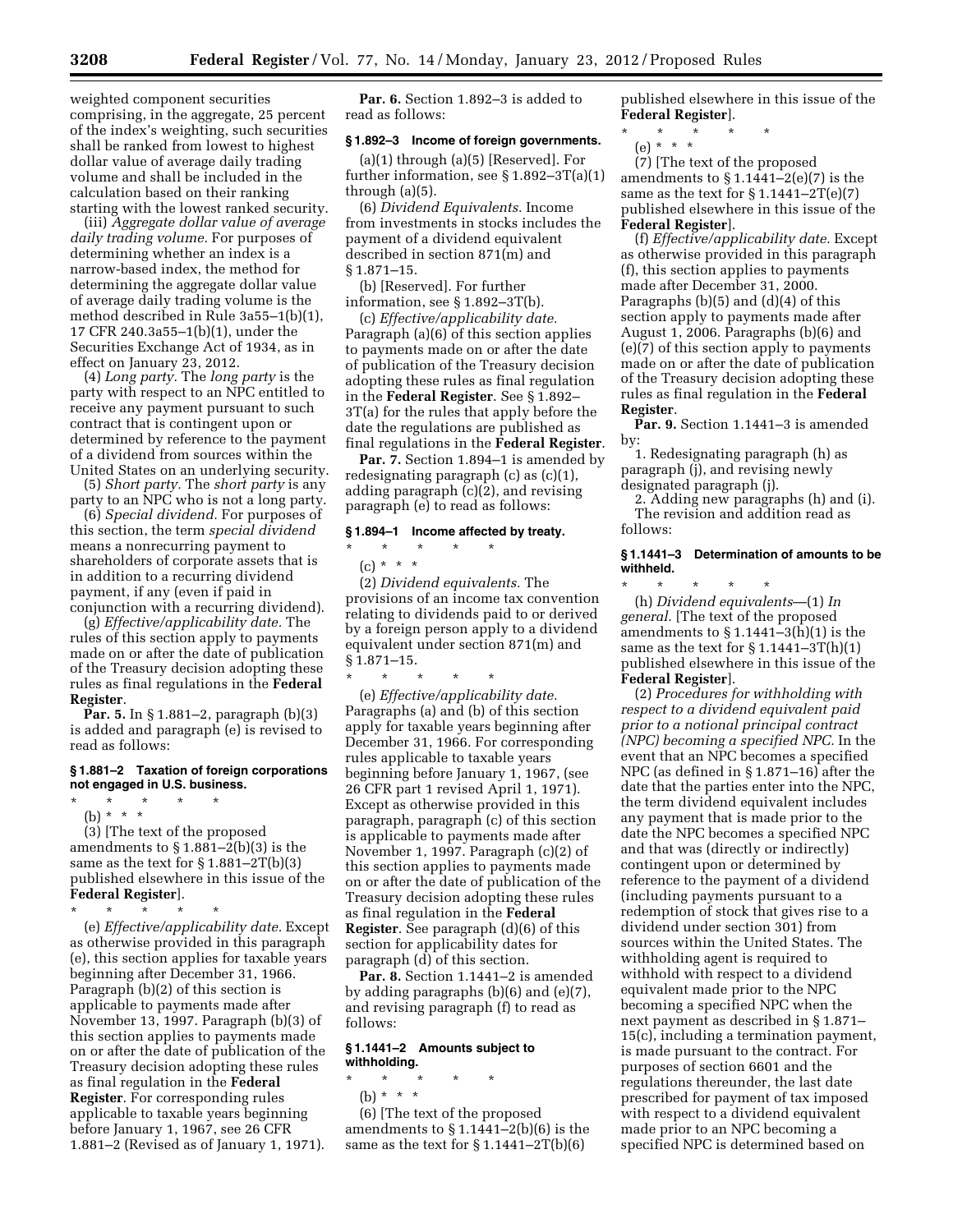weighted component securities comprising, in the aggregate, 25 percent of the index's weighting, such securities shall be ranked from lowest to highest dollar value of average daily trading volume and shall be included in the calculation based on their ranking starting with the lowest ranked security.

(iii) *Aggregate dollar value of average daily trading volume.* For purposes of determining whether an index is a narrow-based index, the method for determining the aggregate dollar value of average daily trading volume is the method described in Rule 3a55–1(b)(1), 17 CFR 240.3a55–1(b)(1), under the Securities Exchange Act of 1934, as in effect on January 23, 2012.

(4) *Long party.* The *long party* is the party with respect to an NPC entitled to receive any payment pursuant to such contract that is contingent upon or determined by reference to the payment of a dividend from sources within the United States on an underlying security.

(5) *Short party.* The *short party* is any party to an NPC who is not a long party.

(6) *Special dividend.* For purposes of this section, the term *special dividend* means a nonrecurring payment to shareholders of corporate assets that is in addition to a recurring dividend payment, if any (even if paid in conjunction with a recurring dividend).

(g) *Effective/applicability date.* The rules of this section apply to payments made on or after the date of publication of the Treasury decision adopting these rules as final regulations in the **Federal Register**.

**Par. 5.** In § 1.881–2, paragraph (b)(3) is added and paragraph (e) is revised to read as follows:

### § 1.881–2 Taxation of foreign corporations not engaged in U.S. business.

\* \* \* \* \*

(b) \* \* \*

(3) [The text of the proposed amendments to § 1.881–2(b)(3) is the same as the text for § 1.881–2T(b)(3) published elsewhere in this issue of the **Federal Register**].

\* \* \* \* \*

(e) *Effective/applicability date.* Except as otherwise provided in this paragraph (e), this section applies for taxable years beginning after December 31, 1966. Paragraph (b)(2) of this section is applicable to payments made after November 13, 1997. Paragraph (b)(3) of this section applies to payments made on or after the date of publication of the Treasury decision adopting these rules as final regulation in the **Federal Register**. For corresponding rules applicable to taxable years beginning before January 1, 1967, see 26 CFR 1.881–2 (Revised as of January 1, 1971).

**Par. 6.** Section 1.892–3 is added to read as follows:

### § 1.892–3 Income of foreign governments.

(a)(1) through (a)(5) [Reserved]. For further information, see § 1.892–3T(a)(1) through (a)(5).

(6) *Dividend Equivalents.* Income from investments in stocks includes the payment of a dividend equivalent described in section 871(m) and § 1.871–15.

(b) [Reserved]. For further information, see § 1.892–3T(b).

(c) *Effective/applicability date.* Paragraph (a)(6) of this section applies to payments made on or after the date of publication of the Treasury decision adopting these rules as final regulation in the **Federal Register**. See § 1.892–3T(a) for the rules that apply before the date the regulations are published as final regulations in the **Federal Register**.

**Par. 7.** Section 1.894–1 is amended by redesignating paragraph (c) as (c)(1), adding paragraph (c)(2), and revising paragraph (e) to read as follows:

### § 1.894–1 Income affected by treaty.

\* \* \* \* \*

(c) \* \* \*

(2) *Dividend equivalents.* The provisions of an income tax convention relating to dividends paid to or derived by a foreign person apply to a dividend equivalent under section 871(m) and § 1.871–15.

\* \* \* \* \*

(e) *Effective/applicability date.* Paragraphs (a) and (b) of this section apply for taxable years beginning after December 31, 1966. For corresponding rules applicable to taxable years beginning before January 1, 1967, (see 26 CFR part 1 revised April 1, 1971). Except as otherwise provided in this paragraph, paragraph (c) of this section is applicable to payments made after November 1, 1997. Paragraph (c)(2) of this section applies to payments made on or after the date of publication of the Treasury decision adopting these rules as final regulation in the **Federal Register**. See paragraph (d)(6) of this section for applicability dates for paragraph (d) of this section.

**Par. 8.** Section 1.1441–2 is amended by adding paragraphs (b)(6) and (e)(7), and revising paragraph (f) to read as follows:

### § 1.1441–2 Amounts subject to withholding.

\* \* \* \* \*

(b) \* \* \*

(6) [The text of the proposed amendments to § 1.1441–2(b)(6) is the same as the text for § 1.1441–2T(b)(6) published elsewhere in this issue of the **Federal Register**].

\* \* \* \* \*

(e) \* \* \*

(7) [The text of the proposed amendments to § 1.1441–2(e)(7) is the same as the text for § 1.1441–2T(e)(7) published elsewhere in this issue of the **Federal Register**].

(f) *Effective/applicability date.* Except as otherwise provided in this paragraph (f), this section applies to payments made after December 31, 2000. Paragraphs (b)(5) and (d)(4) of this section apply to payments made after August 1, 2006. Paragraphs (b)(6) and (e)(7) of this section apply to payments made on or after the date of publication of the Treasury decision adopting these rules as final regulation in the **Federal Register**.

**Par. 9.** Section 1.1441–3 is amended by:

1. Redesignating paragraph (h) as paragraph (j), and revising newly designated paragraph (j).

2. Adding new paragraphs (h) and (i). The revision and addition read as follows:

### § 1.1441–3 Determination of amounts to be withheld.

\* \* \* \* \*

(h) *Dividend equivalents*—(1) *In general.* [The text of the proposed amendments to § 1.1441–3(h)(1) is the same as the text for § 1.1441–3T(h)(1) published elsewhere in this issue of the **Federal Register**].

(2) *Procedures for withholding with respect to a dividend equivalent paid prior to a notional principal contract (NPC) becoming a specified NPC.* In the event that an NPC becomes a specified NPC (as defined in § 1.871–16) after the date that the parties enter into the NPC, the term dividend equivalent includes any payment that is made prior to the date the NPC becomes a specified NPC and that was (directly or indirectly) contingent upon or determined by reference to the payment of a dividend (including payments pursuant to a redemption of stock that gives rise to a dividend under section 301) from sources within the United States. The withholding agent is required to withhold with respect to a dividend equivalent made prior to the NPC becoming a specified NPC when the next payment as described in § 1.871–15(c), including a termination payment, is made pursuant to the contract. For purposes of section 6601 and the regulations thereunder, the last date prescribed for payment of tax imposed with respect to a dividend equivalent made prior to an NPC becoming a specified NPC is determined based on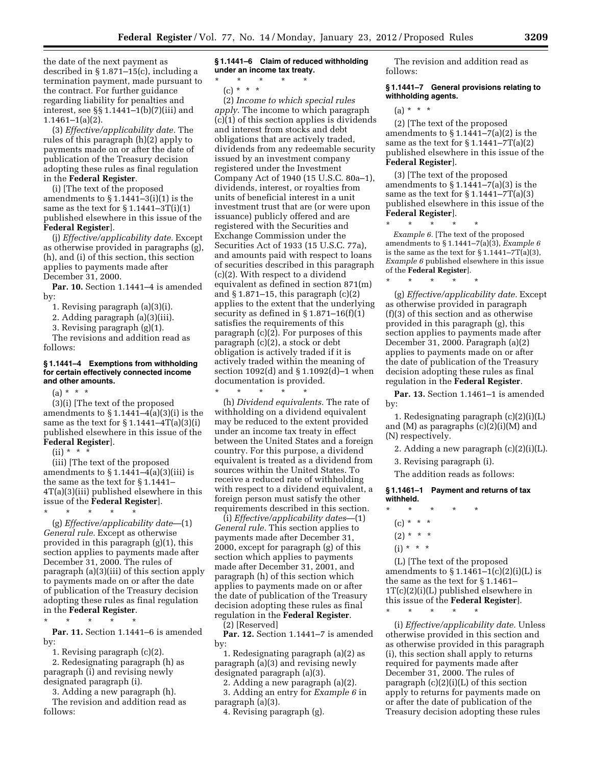the date of the next payment as described in § 1.871–15(c), including a termination payment, made pursuant to the contract. For further guidance regarding liability for penalties and interest, see §§ 1.1441–1(b)(7)(iii) and 1.1461–1(a)(2).

(3) *Effective/applicability date.* The rules of this paragraph (h)(2) apply to payments made on or after the date of publication of the Treasury decision adopting these rules as final regulation in the **Federal Register**.

(i) [The text of the proposed amendments to § 1.1441–3(i)(1) is the same as the text for § 1.1441–3T(i)(1) published elsewhere in this issue of the **Federal Register**].

(j) *Effective/applicability date.* Except as otherwise provided in paragraphs (g), (h), and (i) of this section, this section applies to payments made after December 31, 2000.

**Par. 10.** Section 1.1441–4 is amended by:

1. Revising paragraph (a)(3)(i).

2. Adding paragraph (a)(3)(iii).

3. Revising paragraph (g)(1).

The revisions and addition read as follows:

**§ 1.1441–4 Exemptions from withholding for certain effectively connected income and other amounts.**

(a) * * *

(3)(i) [The text of the proposed amendments to § 1.1441–4(a)(3)(i) is the same as the text for § 1.1441–4T(a)(3)(i) published elsewhere in this issue of the **Federal Register**].

(ii) * * *

(iii) [The text of the proposed amendments to § 1.1441–4(a)(3)(iii) is the same as the text for § 1.1441–4T(a)(3)(iii) published elsewhere in this issue of the **Federal Register**].

\* \* \* \* \*

(g) *Effective/applicability date*—(1) *General rule.* Except as otherwise provided in this paragraph (g)(1), this section applies to payments made after December 31, 2000. The rules of paragraph (a)(3)(iii) of this section apply to payments made on or after the date of publication of the Treasury decision adopting these rules as final regulation in the **Federal Register**.

\* \* \* \* \*

**Par. 11.** Section 1.1441–6 is amended by:

1. Revising paragraph (c)(2).

2. Redesignating paragraph (h) as paragraph (i) and revising newly designated paragraph (i).

3. Adding a new paragraph (h).

The revision and addition read as follows:

**§ 1.1441–6 Claim of reduced withholding under an income tax treaty.**

\* \* \* \* \*

(c) * * *

(2) *Income to which special rules apply.* The income to which paragraph (c)(1) of this section applies is dividends and interest from stocks and debt obligations that are actively traded, dividends from any redeemable security issued by an investment company registered under the Investment Company Act of 1940 (15 U.S.C. 80a–1), dividends, interest, or royalties from units of beneficial interest in a unit investment trust that are (or were upon issuance) publicly offered and are registered with the Securities and Exchange Commission under the Securities Act of 1933 (15 U.S.C. 77a), and amounts paid with respect to loans of securities described in this paragraph (c)(2). With respect to a dividend equivalent as defined in section 871(m) and § 1.871–15, this paragraph (c)(2) applies to the extent that the underlying security as defined in § 1.871–16(f)(1) satisfies the requirements of this paragraph (c)(2). For purposes of this paragraph (c)(2), a stock or debt obligation is actively traded if it is actively traded within the meaning of section 1092(d) and § 1.1092(d)–1 when documentation is provided.

\* \* \* \* \*

(h) *Dividend equivalents.* The rate of withholding on a dividend equivalent may be reduced to the extent provided under an income tax treaty in effect between the United States and a foreign country. For this purpose, a dividend equivalent is treated as a dividend from sources within the United States. To receive a reduced rate of withholding with respect to a dividend equivalent, a foreign person must satisfy the other requirements described in this section.

(i) *Effective/applicability dates*—(1) *General rule.* This section applies to payments made after December 31, 2000, except for paragraph (g) of this section which applies to payments made after December 31, 2001, and paragraph (h) of this section which applies to payments made on or after the date of publication of the Treasury decision adopting these rules as final regulation in the **Federal Register**.

(2) [Reserved]

**Par. 12.** Section 1.1441–7 is amended by:

1. Redesignating paragraph (a)(2) as paragraph (a)(3) and revising newly designated paragraph (a)(3).

2. Adding a new paragraph (a)(2).

3. Adding an entry for *Example 6* in paragraph (a)(3).

4. Revising paragraph (g).

The revision and addition read as follows:

**§ 1.1441–7 General provisions relating to withholding agents.**

(a) * * *

(2) [The text of the proposed amendments to § 1.1441–7(a)(2) is the same as the text for § 1.1441–7T(a)(2) published elsewhere in this issue of the **Federal Register**].

(3) [The text of the proposed amendments to § 1.1441–7(a)(3) is the same as the text for § 1.1441–7T(a)(3) published elsewhere in this issue of the **Federal Register**].

\* \* \* \* \*

*Example 6.* [The text of the proposed amendments to § 1.1441–7(a)(3), *Example 6* is the same as the text for § 1.1441–7T(a)(3), *Example 6* published elsewhere in this issue of the **Federal Register**].

\* \* \* \* \*

(g) *Effective/applicability date.* Except as otherwise provided in paragraph (f)(3) of this section and as otherwise provided in this paragraph (g), this section applies to payments made after December 31, 2000. Paragraph (a)(2) applies to payments made on or after the date of publication of the Treasury decision adopting these rules as final regulation in the **Federal Register**.

**Par. 13.** Section 1.1461–1 is amended by:

1. Redesignating paragraph (c)(2)(i)(L) and (M) as paragraphs (c)(2)(i)(M) and (N) respectively.

2. Adding a new paragraph (c)(2)(i)(L).

3. Revising paragraph (i).

The addition reads as follows:

**§ 1.1461–1 Payment and returns of tax withheld.**

\* \* \* \* \*

(c) * * *

(2) * * *

(i) * * *

(L) [The text of the proposed amendments to § 1.1461–1(c)(2)(i)(L) is the same as the text for § 1.1461–1T(c)(2)(i)(L) published elsewhere in this issue of the **Federal Register**].

\* \* \* \* \*

(i) *Effective/applicability date.* Unless otherwise provided in this section and as otherwise provided in this paragraph (i), this section shall apply to returns required for payments made after December 31, 2000. The rules of paragraph (c)(2)(i)(L) of this section apply to returns for payments made on or after the date of publication of the Treasury decision adopting these rules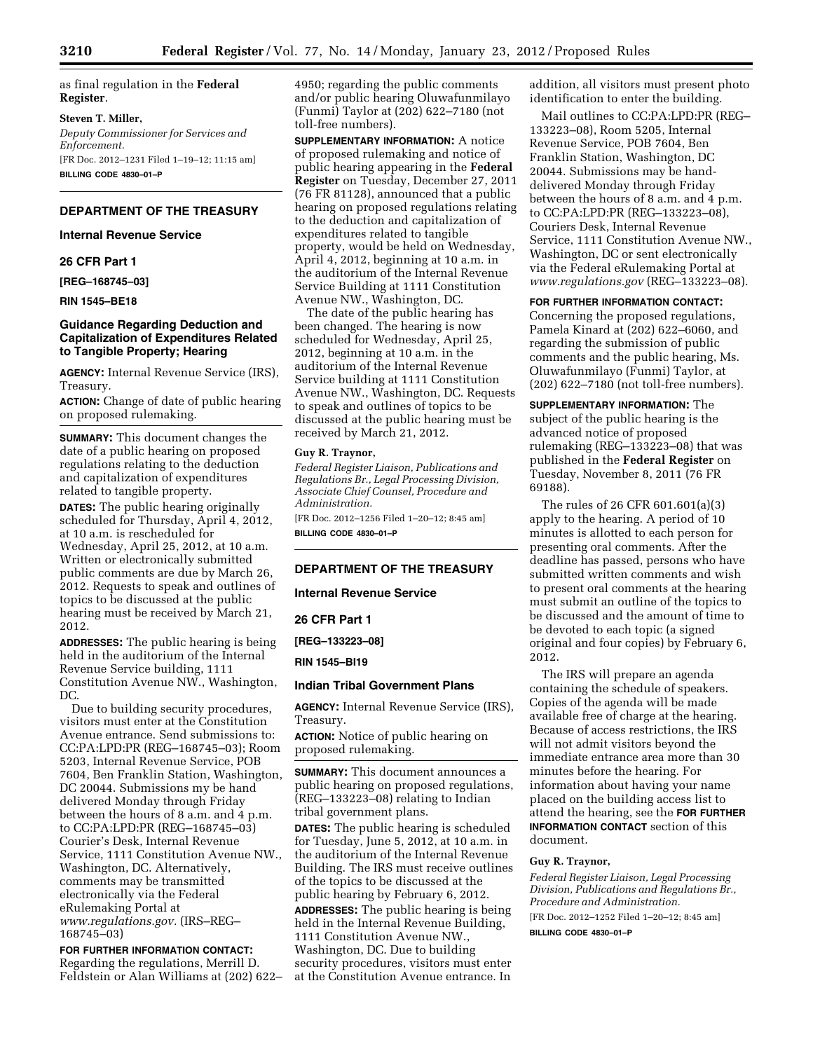as final regulation in the **Federal Register**.

**Steven T. Miller,**

*Deputy Commissioner for Services and Enforcement.*

[FR Doc. 2012–1231 Filed 1–19–12; 11:15 am]

**BILLING CODE 4830–01–P**

## DEPARTMENT OF THE TREASURY

### Internal Revenue Service

### 26 CFR Part 1

**[REG–168745–03]**

**RIN 1545–BE18**

### Guidance Regarding Deduction and Capitalization of Expenditures Related to Tangible Property; Hearing

**AGENCY:** Internal Revenue Service (IRS), Treasury.

**ACTION:** Change of date of public hearing on proposed rulemaking.

**SUMMARY:** This document changes the date of a public hearing on proposed regulations relating to the deduction and capitalization of expenditures related to tangible property.

**DATES:** The public hearing originally scheduled for Thursday, April 4, 2012, at 10 a.m. is rescheduled for Wednesday, April 25, 2012, at 10 a.m. Written or electronically submitted public comments are due by March 26, 2012. Requests to speak and outlines of topics to be discussed at the public hearing must be received by March 21, 2012.

**ADDRESSES:** The public hearing is being held in the auditorium of the Internal Revenue Service building, 1111 Constitution Avenue NW., Washington, DC.

Due to building security procedures, visitors must enter at the Constitution Avenue entrance. Send submissions to: CC:PA:LPD:PR (REG–168745–03); Room 5203, Internal Revenue Service, POB 7604, Ben Franklin Station, Washington, DC 20044. Submissions my be hand delivered Monday through Friday between the hours of 8 a.m. and 4 p.m. to CC:PA:LPD:PR (REG–168745–03) Courier's Desk, Internal Revenue Service, 1111 Constitution Avenue NW., Washington, DC. Alternatively, comments may be transmitted electronically via the Federal eRulemaking Portal at *www.regulations.gov.* (IRS–REG–168745–03)

**FOR FURTHER INFORMATION CONTACT:** Regarding the regulations, Merrill D. Feldstein or Alan Williams at (202) 622–4950; regarding the public comments and/or public hearing Oluwafunmilayo (Funmi) Taylor at (202) 622–7180 (not toll-free numbers).

**SUPPLEMENTARY INFORMATION:** A notice of proposed rulemaking and notice of public hearing appearing in the **Federal Register** on Tuesday, December 27, 2011 (76 FR 81128), announced that a public hearing on proposed regulations relating to the deduction and capitalization of expenditures related to tangible property, would be held on Wednesday, April 4, 2012, beginning at 10 a.m. in the auditorium of the Internal Revenue Service Building at 1111 Constitution Avenue NW., Washington, DC.

The date of the public hearing has been changed. The hearing is now scheduled for Wednesday, April 25, 2012, beginning at 10 a.m. in the auditorium of the Internal Revenue Service building at 1111 Constitution Avenue NW., Washington, DC. Requests to speak and outlines of topics to be discussed at the public hearing must be received by March 21, 2012.

**Guy R. Traynor,**

*Federal Register Liaison, Publications and Regulations Br., Legal Processing Division, Associate Chief Counsel, Procedure and Administration.*

[FR Doc. 2012–1256 Filed 1–20–12; 8:45 am]

**BILLING CODE 4830–01–P**

## DEPARTMENT OF THE TREASURY

### Internal Revenue Service

### 26 CFR Part 1

**[REG–133223–08]**

**RIN 1545–BI19**

### Indian Tribal Government Plans

**AGENCY:** Internal Revenue Service (IRS), Treasury.

**ACTION:** Notice of public hearing on proposed rulemaking.

**SUMMARY:** This document announces a public hearing on proposed regulations, (REG–133223–08) relating to Indian tribal government plans.

**DATES:** The public hearing is scheduled for Tuesday, June 5, 2012, at 10 a.m. in the auditorium of the Internal Revenue Building. The IRS must receive outlines of the topics to be discussed at the public hearing by February 6, 2012.

**ADDRESSES:** The public hearing is being held in the Internal Revenue Building, 1111 Constitution Avenue NW., Washington, DC. Due to building security procedures, visitors must enter at the Constitution Avenue entrance. In addition, all visitors must present photo identification to enter the building.

Mail outlines to CC:PA:LPD:PR (REG–133223–08), Room 5205, Internal Revenue Service, POB 7604, Ben Franklin Station, Washington, DC 20044. Submissions may be hand-delivered Monday through Friday between the hours of 8 a.m. and 4 p.m. to CC:PA:LPD:PR (REG–133223–08), Couriers Desk, Internal Revenue Service, 1111 Constitution Avenue NW., Washington, DC or sent electronically via the Federal eRulemaking Portal at *www.regulations.gov* (REG–133223–08).

**FOR FURTHER INFORMATION CONTACT:** Concerning the proposed regulations, Pamela Kinard at (202) 622–6060, and regarding the submission of public comments and the public hearing, Ms. Oluwafunmilayo (Funmi) Taylor, at (202) 622–7180 (not toll-free numbers).

**SUPPLEMENTARY INFORMATION:** The subject of the public hearing is the advanced notice of proposed rulemaking (REG–133223–08) that was published in the **Federal Register** on Tuesday, November 8, 2011 (76 FR 69188).

The rules of 26 CFR 601.601(a)(3) apply to the hearing. A period of 10 minutes is allotted to each person for presenting oral comments. After the deadline has passed, persons who have submitted written comments and wish to present oral comments at the hearing must submit an outline of the topics to be discussed and the amount of time to be devoted to each topic (a signed original and four copies) by February 6, 2012.

The IRS will prepare an agenda containing the schedule of speakers. Copies of the agenda will be made available free of charge at the hearing. Because of access restrictions, the IRS will not admit visitors beyond the immediate entrance area more than 30 minutes before the hearing. For information about having your name placed on the building access list to attend the hearing, see the **FOR FURTHER INFORMATION CONTACT** section of this document.

**Guy R. Traynor,**

*Federal Register Liaison, Legal Processing Division, Publications and Regulations Br., Procedure and Administration.*

[FR Doc. 2012–1252 Filed 1–20–12; 8:45 am]

**BILLING CODE 4830–01–P**